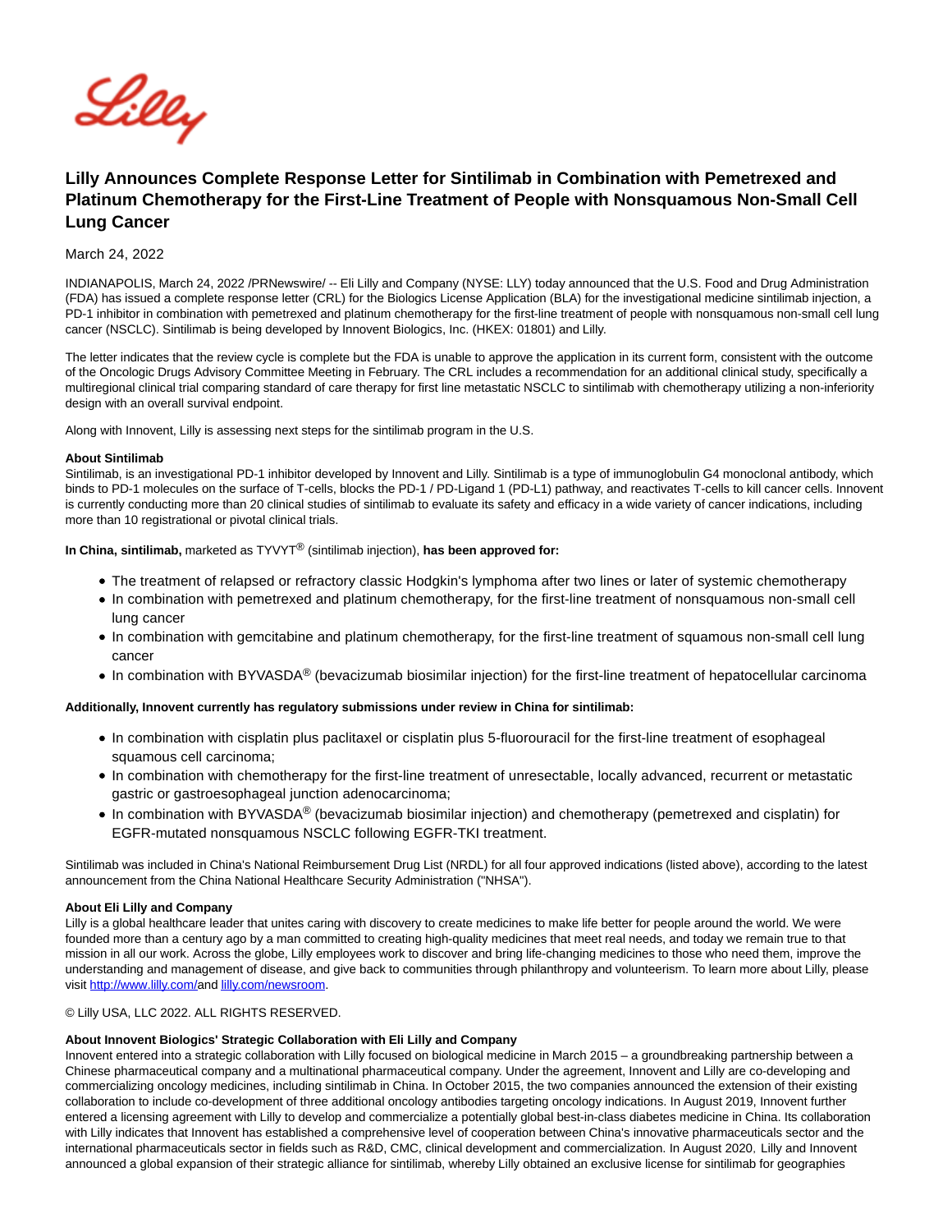# Lilly Announces Complete Response Letter for Sintilimab in Combination with Pemetrexed and Platinum Chemotherapy for the First-Line Treatment of People with Nonsquamous Non-Small Cell Lung Cancer

March 24, 2022

INDIANAPOLIS, March 24, 2022 /PRNewswire/ -- Eli Lilly and Company (NYSE: LLY) today announced that the U.S. Food and Drug Administration (FDA) has issued a complete response letter (CRL) for the Biologics License Application (BLA) for the investigational medicine sintilimab injection, a PD-1 inhibitor in combination with pemetrexed and platinum chemotherapy for the first-line treatment of people with nonsquamous non-small cell lung cancer (NSCLC). Sintilimab is being developed by Innovent Biologics, Inc. (HKEX: 01801) and Lilly.

The letter indicates that the review cycle is complete but the FDA is unable to approve the application in its current form, consistent with the outcome of the Oncologic Drugs Advisory Committee Meeting in February. The CRL includes a recommendation for an additional clinical study, specifically a multiregional clinical trial comparing standard of care therapy for first line metastatic NSCLC to sintilimab with chemotherapy utilizing a non-inferiority design with an overall survival endpoint.

Along with Innovent, Lilly is assessing next steps for the sintilimab program in the U.S.

**About Sintilimab**
Sintilimab, is an investigational PD-1 inhibitor developed by Innovent and Lilly. Sintilimab is a type of immunoglobulin G4 monoclonal antibody, which binds to PD-1 molecules on the surface of T-cells, blocks the PD-1 / PD-Ligand 1 (PD-L1) pathway, and reactivates T-cells to kill cancer cells. Innovent is currently conducting more than 20 clinical studies of sintilimab to evaluate its safety and efficacy in a wide variety of cancer indications, including more than 10 registrational or pivotal clinical trials.

**In China, sintilimab,** marketed as TYVYT® (sintilimab injection), **has been approved for:**

- The treatment of relapsed or refractory classic Hodgkin's lymphoma after two lines or later of systemic chemotherapy
- In combination with pemetrexed and platinum chemotherapy, for the first-line treatment of nonsquamous non-small cell lung cancer
- In combination with gemcitabine and platinum chemotherapy, for the first-line treatment of squamous non-small cell lung cancer
- In combination with BYVASDA® (bevacizumab biosimilar injection) for the first-line treatment of hepatocellular carcinoma

**Additionally, Innovent currently has regulatory submissions under review in China for sintilimab:**

- In combination with cisplatin plus paclitaxel or cisplatin plus 5-fluorouracil for the first-line treatment of esophageal squamous cell carcinoma;
- In combination with chemotherapy for the first-line treatment of unresectable, locally advanced, recurrent or metastatic gastric or gastroesophageal junction adenocarcinoma;
- In combination with BYVASDA® (bevacizumab biosimilar injection) and chemotherapy (pemetrexed and cisplatin) for EGFR-mutated nonsquamous NSCLC following EGFR-TKI treatment.

Sintilimab was included in China's National Reimbursement Drug List (NRDL) for all four approved indications (listed above), according to the latest announcement from the China National Healthcare Security Administration ("NHSA").

**About Eli Lilly and Company**
Lilly is a global healthcare leader that unites caring with discovery to create medicines to make life better for people around the world. We were founded more than a century ago by a man committed to creating high-quality medicines that meet real needs, and today we remain true to that mission in all our work. Across the globe, Lilly employees work to discover and bring life-changing medicines to those who need them, improve the understanding and management of disease, and give back to communities through philanthropy and volunteerism. To learn more about Lilly, please visit http://www.lilly.com/and lilly.com/newsroom.

© Lilly USA, LLC 2022. ALL RIGHTS RESERVED.

**About Innovent Biologics' Strategic Collaboration with Eli Lilly and Company**
Innovent entered into a strategic collaboration with Lilly focused on biological medicine in March 2015 – a groundbreaking partnership between a Chinese pharmaceutical company and a multinational pharmaceutical company. Under the agreement, Innovent and Lilly are co-developing and commercializing oncology medicines, including sintilimab in China. In October 2015, the two companies announced the extension of their existing collaboration to include co-development of three additional oncology antibodies targeting oncology indications. In August 2019, Innovent further entered a licensing agreement with Lilly to develop and commercialize a potentially global best-in-class diabetes medicine in China. Its collaboration with Lilly indicates that Innovent has established a comprehensive level of cooperation between China's innovative pharmaceuticals sector and the international pharmaceuticals sector in fields such as R&D, CMC, clinical development and commercialization. In August 2020, Lilly and Innovent announced a global expansion of their strategic alliance for sintilimab, whereby Lilly obtained an exclusive license for sintilimab for geographies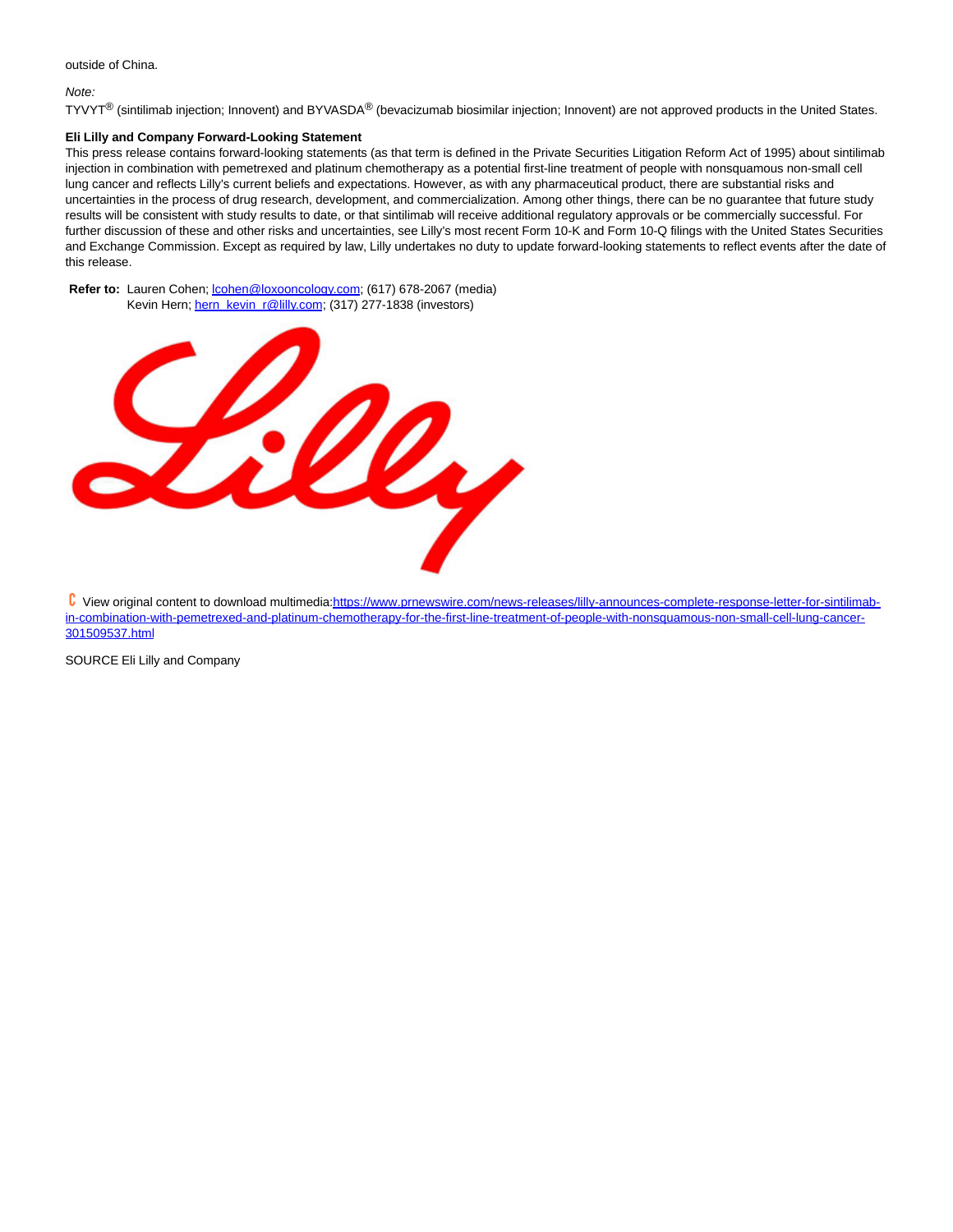outside of China.

*Note:*
TYVYT® (sintilimab injection; Innovent) and BYVASDA® (bevacizumab biosimilar injection; Innovent) are not approved products in the United States.

**Eli Lilly and Company Forward-Looking Statement**
This press release contains forward-looking statements (as that term is defined in the Private Securities Litigation Reform Act of 1995) about sintilimab injection in combination with pemetrexed and platinum chemotherapy as a potential first-line treatment of people with nonsquamous non-small cell lung cancer and reflects Lilly's current beliefs and expectations. However, as with any pharmaceutical product, there are substantial risks and uncertainties in the process of drug research, development, and commercialization. Among other things, there can be no guarantee that future study results will be consistent with study results to date, or that sintilimab will receive additional regulatory approvals or be commercially successful. For further discussion of these and other risks and uncertainties, see Lilly's most recent Form 10-K and Form 10-Q filings with the United States Securities and Exchange Commission. Except as required by law, Lilly undertakes no duty to update forward-looking statements to reflect events after the date of this release.

**Refer to:** Lauren Cohen; lcohen@loxooncology.com; (617) 678-2067 (media)
Kevin Hern; hern_kevin_r@lilly.com; (317) 277-1838 (investors)

View original content to download multimedia:https://www.prnewswire.com/news-releases/lilly-announces-complete-response-letter-for-sintilimab-in-combination-with-pemetrexed-and-platinum-chemotherapy-for-the-first-line-treatment-of-people-with-nonsquamous-non-small-cell-lung-cancer-301509537.html

SOURCE Eli Lilly and Company